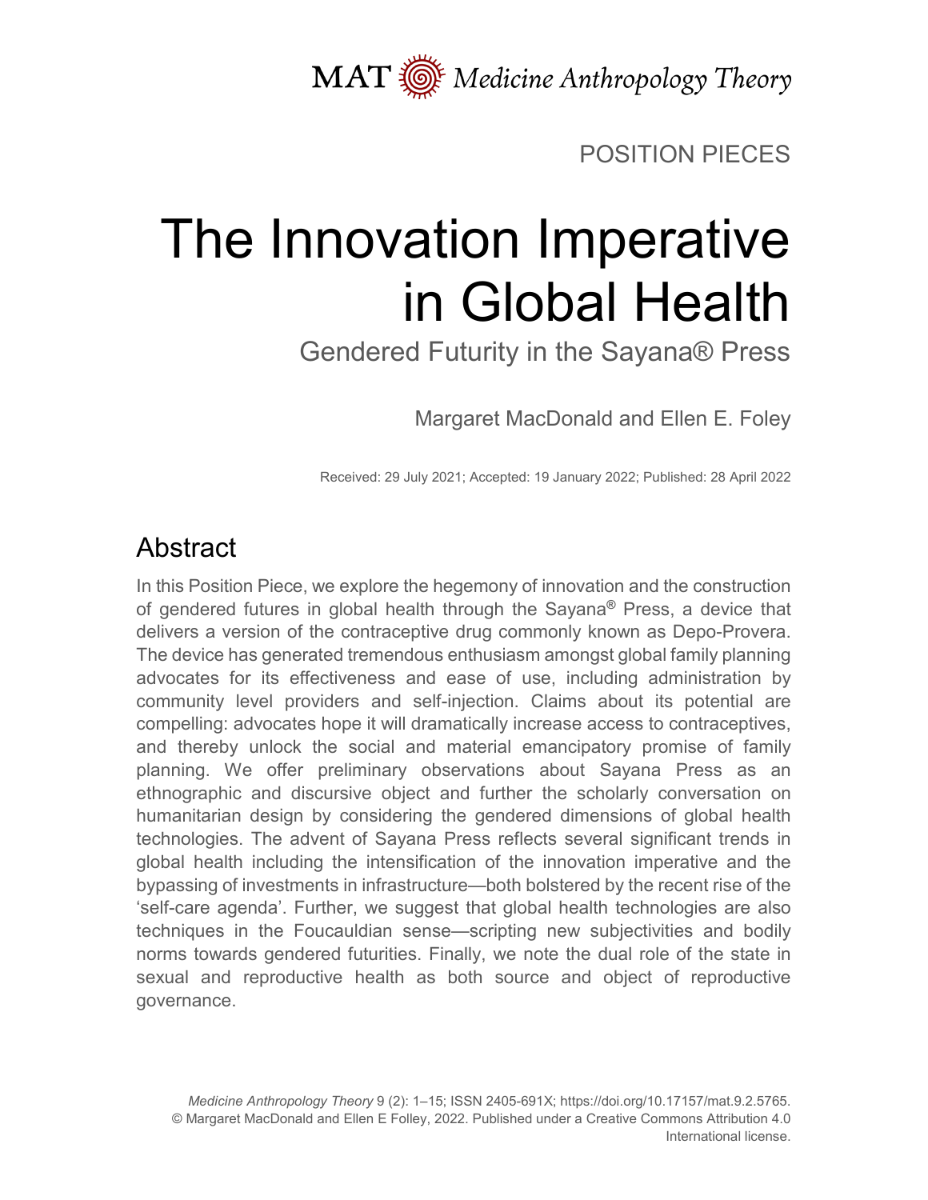MAT Medicine Anthropology Theory

POSITION PIECES

# The Innovation Imperative in Global Health

## Gendered Futurity in the Sayana® Press

Margaret MacDonald and Ellen E. Foley

Received: 29 July 2021; Accepted: 19 January 2022; Published: 28 April 2022

## Abstract

In this Position Piece, we explore the hegemony of innovation and the construction of gendered futures in global health through the Sayana® Press, a device that delivers a version of the contraceptive drug commonly known as Depo-Provera. The device has generated tremendous enthusiasm amongst global family planning advocates for its effectiveness and ease of use, including administration by community level providers and self-injection. Claims about its potential are compelling: advocates hope it will dramatically increase access to contraceptives, and thereby unlock the social and material emancipatory promise of family planning. We offer preliminary observations about Sayana Press as an ethnographic and discursive object and further the scholarly conversation on humanitarian design by considering the gendered dimensions of global health technologies. The advent of Sayana Press reflects several significant trends in global health including the intensification of the innovation imperative and the bypassing of investments in infrastructure—both bolstered by the recent rise of the 'self-care agenda'. Further, we suggest that global health technologies are also techniques in the Foucauldian sense—scripting new subjectivities and bodily norms towards gendered futurities. Finally, we note the dual role of the state in sexual and reproductive health as both source and object of reproductive governance.

*Medicine Anthropology Theory* 9 (2): 1–15; ISSN 2405-691X; https://doi.org/10.17157/mat.9.2.5765.
© Margaret MacDonald and Ellen E Folley, 2022. Published under a Creative Commons Attribution 4.0 International license.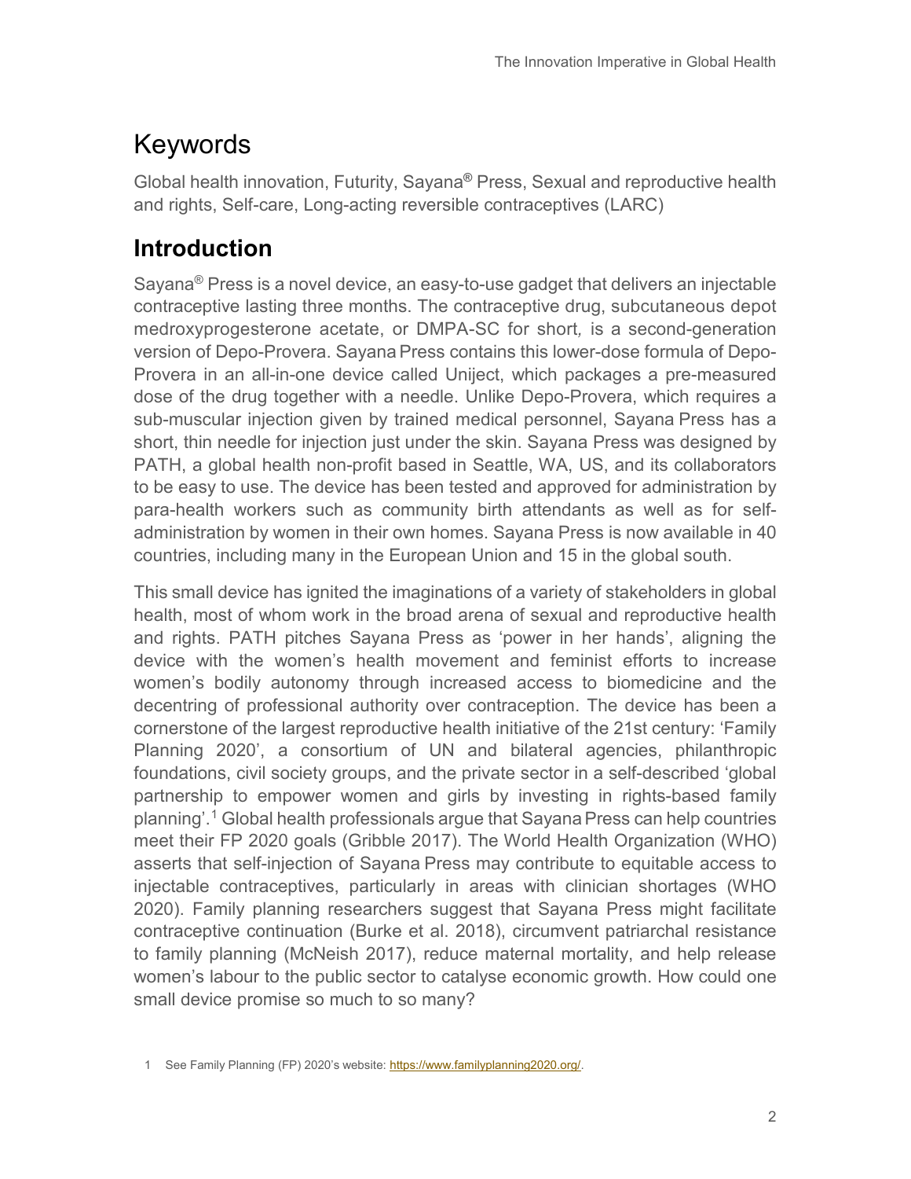# Keywords

Global health innovation, Futurity, Sayana® Press, Sexual and reproductive health and rights, Self-care, Long-acting reversible contraceptives (LARC)

## Introduction

Sayana® Press is a novel device, an easy-to-use gadget that delivers an injectable contraceptive lasting three months. The contraceptive drug, subcutaneous depot medroxyprogesterone acetate, or DMPA-SC for short, is a second-generation version of Depo-Provera. Sayana Press contains this lower-dose formula of Depo-Provera in an all-in-one device called Uniject, which packages a pre-measured dose of the drug together with a needle. Unlike Depo-Provera, which requires a sub-muscular injection given by trained medical personnel, Sayana Press has a short, thin needle for injection just under the skin. Sayana Press was designed by PATH, a global health non-profit based in Seattle, WA, US, and its collaborators to be easy to use. The device has been tested and approved for administration by para-health workers such as community birth attendants as well as for self-administration by women in their own homes. Sayana Press is now available in 40 countries, including many in the European Union and 15 in the global south.

This small device has ignited the imaginations of a variety of stakeholders in global health, most of whom work in the broad arena of sexual and reproductive health and rights. PATH pitches Sayana Press as 'power in her hands', aligning the device with the women's health movement and feminist efforts to increase women's bodily autonomy through increased access to biomedicine and the decentring of professional authority over contraception. The device has been a cornerstone of the largest reproductive health initiative of the 21st century: 'Family Planning 2020', a consortium of UN and bilateral agencies, philanthropic foundations, civil society groups, and the private sector in a self-described 'global partnership to empower women and girls by investing in rights-based family planning'.[1] Global health professionals argue that Sayana Press can help countries meet their FP 2020 goals (Gribble 2017). The World Health Organization (WHO) asserts that self-injection of Sayana Press may contribute to equitable access to injectable contraceptives, particularly in areas with clinician shortages (WHO 2020). Family planning researchers suggest that Sayana Press might facilitate contraceptive continuation (Burke et al. 2018), circumvent patriarchal resistance to family planning (McNeish 2017), reduce maternal mortality, and help release women's labour to the public sector to catalyse economic growth. How could one small device promise so much to so many?

1 See Family Planning (FP) 2020's website: https://www.familyplanning2020.org/.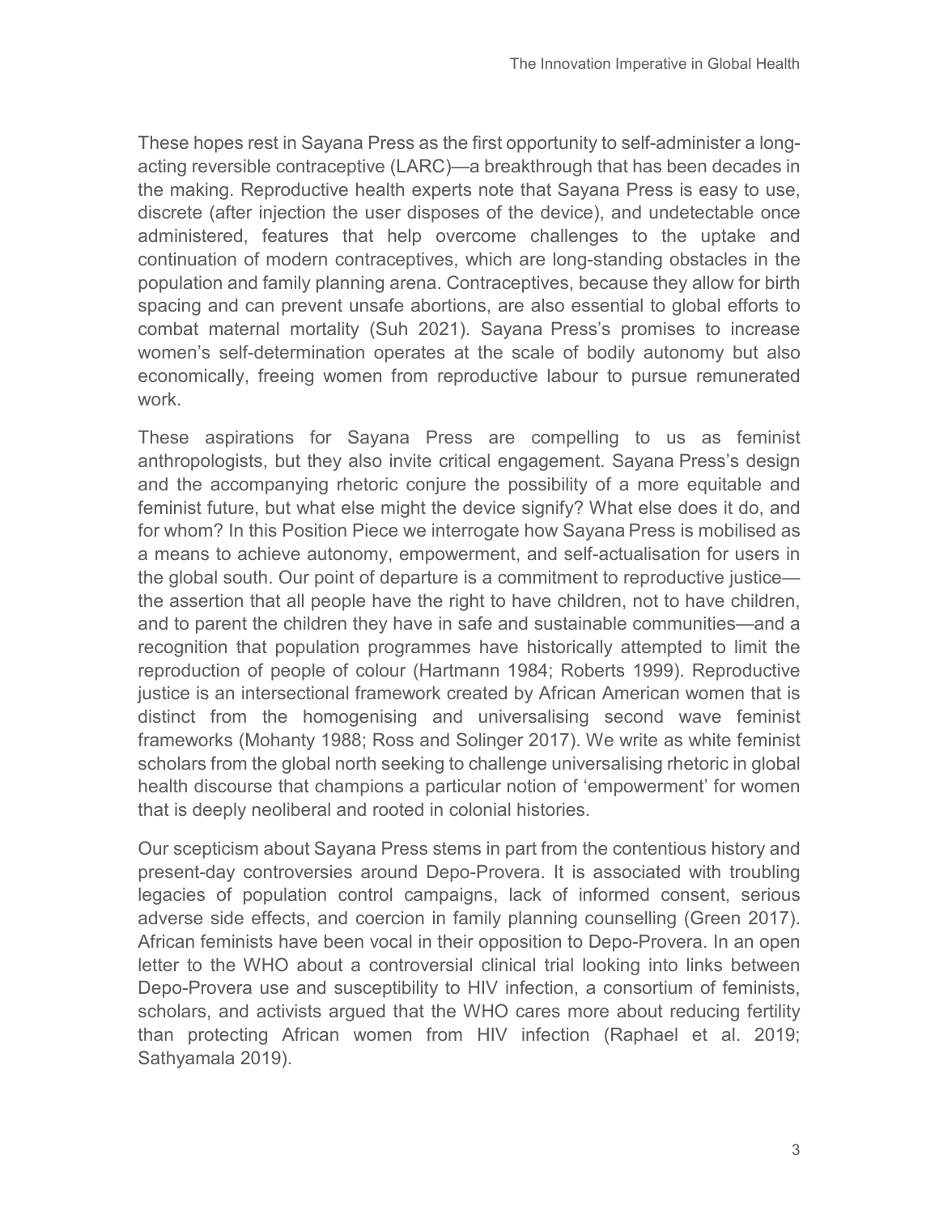These hopes rest in Sayana Press as the first opportunity to self-administer a long-acting reversible contraceptive (LARC)—a breakthrough that has been decades in the making. Reproductive health experts note that Sayana Press is easy to use, discrete (after injection the user disposes of the device), and undetectable once administered, features that help overcome challenges to the uptake and continuation of modern contraceptives, which are long-standing obstacles in the population and family planning arena. Contraceptives, because they allow for birth spacing and can prevent unsafe abortions, are also essential to global efforts to combat maternal mortality (Suh 2021). Sayana Press's promises to increase women's self-determination operates at the scale of bodily autonomy but also economically, freeing women from reproductive labour to pursue remunerated work.

These aspirations for Sayana Press are compelling to us as feminist anthropologists, but they also invite critical engagement. Sayana Press's design and the accompanying rhetoric conjure the possibility of a more equitable and feminist future, but what else might the device signify? What else does it do, and for whom? In this Position Piece we interrogate how Sayana Press is mobilised as a means to achieve autonomy, empowerment, and self-actualisation for users in the global south. Our point of departure is a commitment to reproductive justice—the assertion that all people have the right to have children, not to have children, and to parent the children they have in safe and sustainable communities—and a recognition that population programmes have historically attempted to limit the reproduction of people of colour (Hartmann 1984; Roberts 1999). Reproductive justice is an intersectional framework created by African American women that is distinct from the homogenising and universalising second wave feminist frameworks (Mohanty 1988; Ross and Solinger 2017). We write as white feminist scholars from the global north seeking to challenge universalising rhetoric in global health discourse that champions a particular notion of 'empowerment' for women that is deeply neoliberal and rooted in colonial histories.

Our scepticism about Sayana Press stems in part from the contentious history and present-day controversies around Depo-Provera. It is associated with troubling legacies of population control campaigns, lack of informed consent, serious adverse side effects, and coercion in family planning counselling (Green 2017). African feminists have been vocal in their opposition to Depo-Provera. In an open letter to the WHO about a controversial clinical trial looking into links between Depo-Provera use and susceptibility to HIV infection, a consortium of feminists, scholars, and activists argued that the WHO cares more about reducing fertility than protecting African women from HIV infection (Raphael et al. 2019; Sathyamala 2019).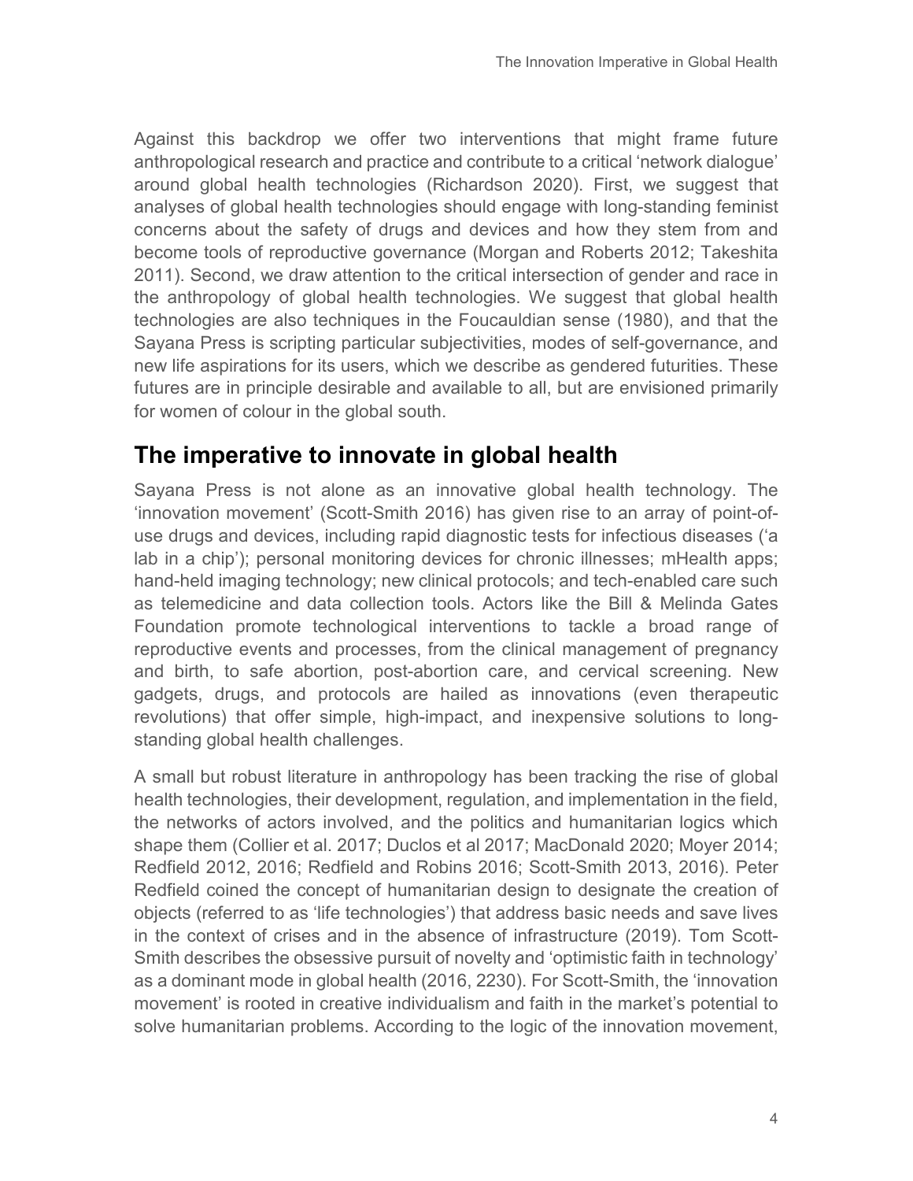Against this backdrop we offer two interventions that might frame future anthropological research and practice and contribute to a critical 'network dialogue' around global health technologies (Richardson 2020). First, we suggest that analyses of global health technologies should engage with long-standing feminist concerns about the safety of drugs and devices and how they stem from and become tools of reproductive governance (Morgan and Roberts 2012; Takeshita 2011). Second, we draw attention to the critical intersection of gender and race in the anthropology of global health technologies. We suggest that global health technologies are also techniques in the Foucauldian sense (1980), and that the Sayana Press is scripting particular subjectivities, modes of self-governance, and new life aspirations for its users, which we describe as gendered futurities. These futures are in principle desirable and available to all, but are envisioned primarily for women of colour in the global south.

## The imperative to innovate in global health

Sayana Press is not alone as an innovative global health technology. The 'innovation movement' (Scott-Smith 2016) has given rise to an array of point-of-use drugs and devices, including rapid diagnostic tests for infectious diseases ('a lab in a chip'); personal monitoring devices for chronic illnesses; mHealth apps; hand-held imaging technology; new clinical protocols; and tech-enabled care such as telemedicine and data collection tools. Actors like the Bill & Melinda Gates Foundation promote technological interventions to tackle a broad range of reproductive events and processes, from the clinical management of pregnancy and birth, to safe abortion, post-abortion care, and cervical screening. New gadgets, drugs, and protocols are hailed as innovations (even therapeutic revolutions) that offer simple, high-impact, and inexpensive solutions to long-standing global health challenges.

A small but robust literature in anthropology has been tracking the rise of global health technologies, their development, regulation, and implementation in the field, the networks of actors involved, and the politics and humanitarian logics which shape them (Collier et al. 2017; Duclos et al 2017; MacDonald 2020; Moyer 2014; Redfield 2012, 2016; Redfield and Robins 2016; Scott-Smith 2013, 2016). Peter Redfield coined the concept of humanitarian design to designate the creation of objects (referred to as 'life technologies') that address basic needs and save lives in the context of crises and in the absence of infrastructure (2019). Tom Scott-Smith describes the obsessive pursuit of novelty and 'optimistic faith in technology' as a dominant mode in global health (2016, 2230). For Scott-Smith, the 'innovation movement' is rooted in creative individualism and faith in the market's potential to solve humanitarian problems. According to the logic of the innovation movement,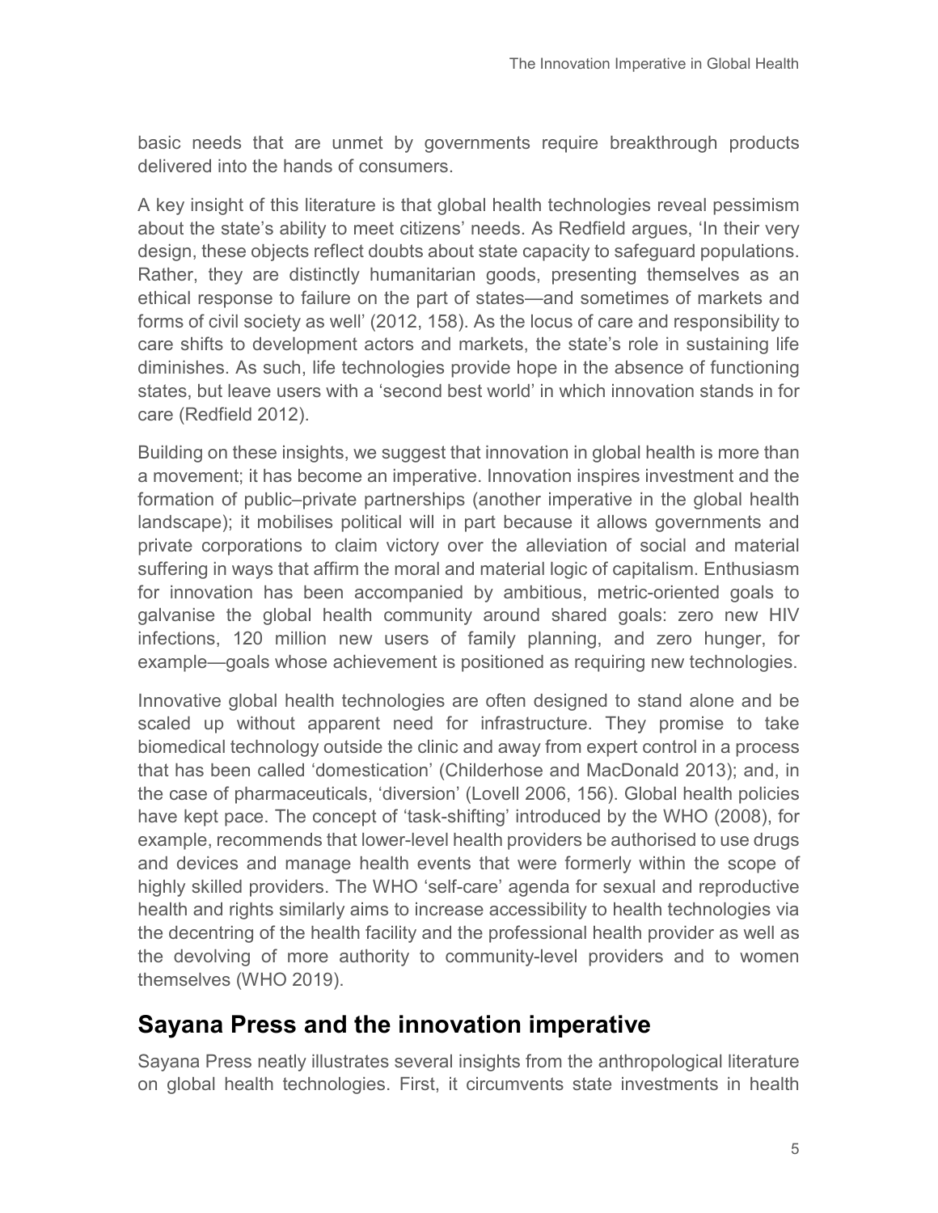basic needs that are unmet by governments require breakthrough products delivered into the hands of consumers.

A key insight of this literature is that global health technologies reveal pessimism about the state's ability to meet citizens' needs. As Redfield argues, 'In their very design, these objects reflect doubts about state capacity to safeguard populations. Rather, they are distinctly humanitarian goods, presenting themselves as an ethical response to failure on the part of states—and sometimes of markets and forms of civil society as well' (2012, 158). As the locus of care and responsibility to care shifts to development actors and markets, the state's role in sustaining life diminishes. As such, life technologies provide hope in the absence of functioning states, but leave users with a 'second best world' in which innovation stands in for care (Redfield 2012).

Building on these insights, we suggest that innovation in global health is more than a movement; it has become an imperative. Innovation inspires investment and the formation of public–private partnerships (another imperative in the global health landscape); it mobilises political will in part because it allows governments and private corporations to claim victory over the alleviation of social and material suffering in ways that affirm the moral and material logic of capitalism. Enthusiasm for innovation has been accompanied by ambitious, metric-oriented goals to galvanise the global health community around shared goals: zero new HIV infections, 120 million new users of family planning, and zero hunger, for example—goals whose achievement is positioned as requiring new technologies.

Innovative global health technologies are often designed to stand alone and be scaled up without apparent need for infrastructure. They promise to take biomedical technology outside the clinic and away from expert control in a process that has been called 'domestication' (Childerhose and MacDonald 2013); and, in the case of pharmaceuticals, 'diversion' (Lovell 2006, 156). Global health policies have kept pace. The concept of 'task-shifting' introduced by the WHO (2008), for example, recommends that lower-level health providers be authorised to use drugs and devices and manage health events that were formerly within the scope of highly skilled providers. The WHO 'self-care' agenda for sexual and reproductive health and rights similarly aims to increase accessibility to health technologies via the decentring of the health facility and the professional health provider as well as the devolving of more authority to community-level providers and to women themselves (WHO 2019).

## Sayana Press and the innovation imperative

Sayana Press neatly illustrates several insights from the anthropological literature on global health technologies. First, it circumvents state investments in health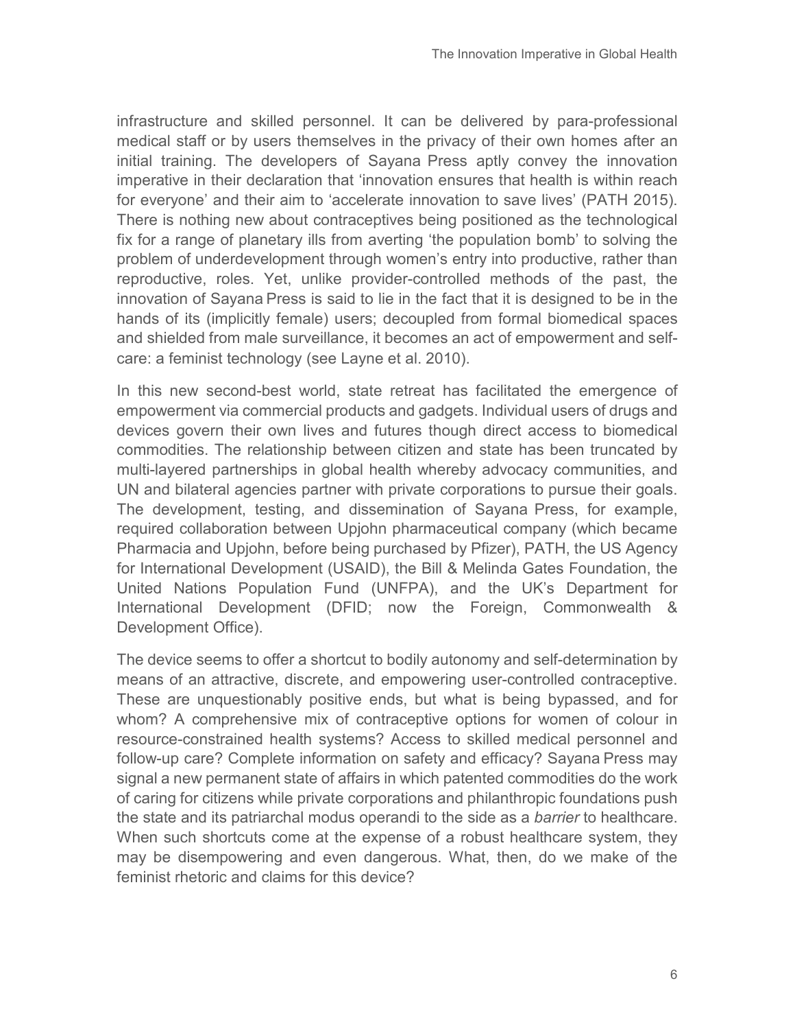infrastructure and skilled personnel. It can be delivered by para-professional medical staff or by users themselves in the privacy of their own homes after an initial training. The developers of Sayana Press aptly convey the innovation imperative in their declaration that 'innovation ensures that health is within reach for everyone' and their aim to 'accelerate innovation to save lives' (PATH 2015). There is nothing new about contraceptives being positioned as the technological fix for a range of planetary ills from averting 'the population bomb' to solving the problem of underdevelopment through women's entry into productive, rather than reproductive, roles. Yet, unlike provider-controlled methods of the past, the innovation of Sayana Press is said to lie in the fact that it is designed to be in the hands of its (implicitly female) users; decoupled from formal biomedical spaces and shielded from male surveillance, it becomes an act of empowerment and self-care: a feminist technology (see Layne et al. 2010).

In this new second-best world, state retreat has facilitated the emergence of empowerment via commercial products and gadgets. Individual users of drugs and devices govern their own lives and futures though direct access to biomedical commodities. The relationship between citizen and state has been truncated by multi-layered partnerships in global health whereby advocacy communities, and UN and bilateral agencies partner with private corporations to pursue their goals. The development, testing, and dissemination of Sayana Press, for example, required collaboration between Upjohn pharmaceutical company (which became Pharmacia and Upjohn, before being purchased by Pfizer), PATH, the US Agency for International Development (USAID), the Bill & Melinda Gates Foundation, the United Nations Population Fund (UNFPA), and the UK's Department for International Development (DFID; now the Foreign, Commonwealth & Development Office).

The device seems to offer a shortcut to bodily autonomy and self-determination by means of an attractive, discrete, and empowering user-controlled contraceptive. These are unquestionably positive ends, but what is being bypassed, and for whom? A comprehensive mix of contraceptive options for women of colour in resource-constrained health systems? Access to skilled medical personnel and follow-up care? Complete information on safety and efficacy? Sayana Press may signal a new permanent state of affairs in which patented commodities do the work of caring for citizens while private corporations and philanthropic foundations push the state and its patriarchal modus operandi to the side as a *barrier* to healthcare. When such shortcuts come at the expense of a robust healthcare system, they may be disempowering and even dangerous. What, then, do we make of the feminist rhetoric and claims for this device?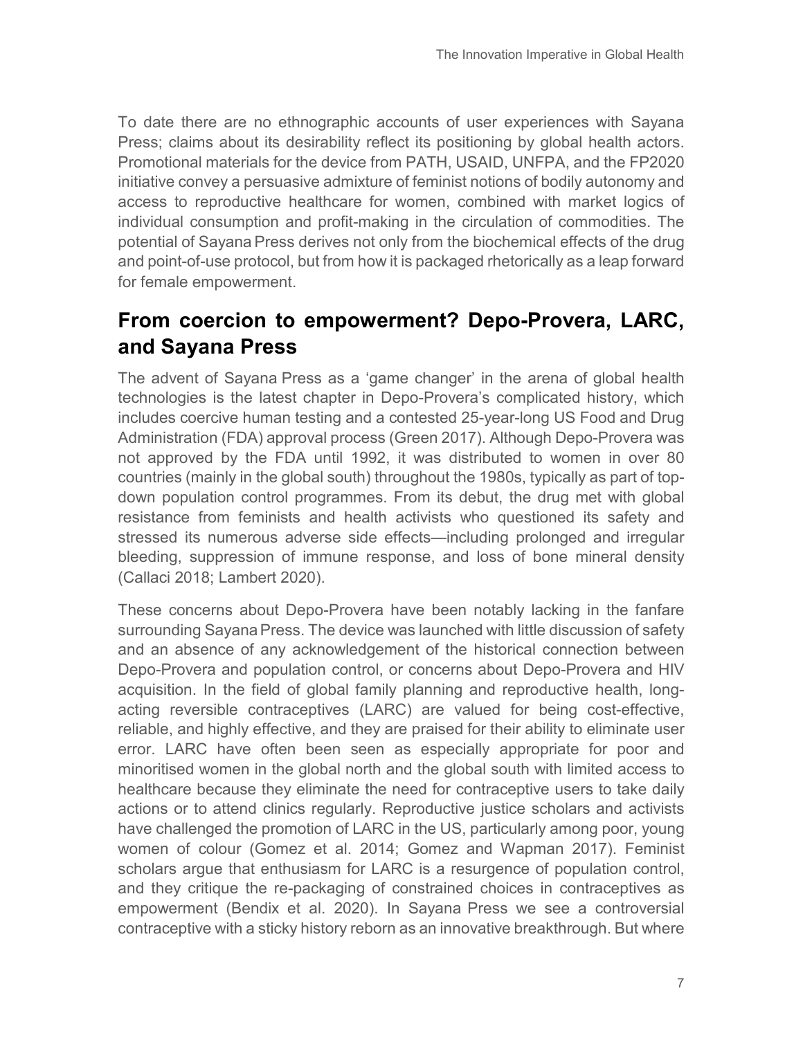To date there are no ethnographic accounts of user experiences with Sayana Press; claims about its desirability reflect its positioning by global health actors. Promotional materials for the device from PATH, USAID, UNFPA, and the FP2020 initiative convey a persuasive admixture of feminist notions of bodily autonomy and access to reproductive healthcare for women, combined with market logics of individual consumption and profit-making in the circulation of commodities. The potential of Sayana Press derives not only from the biochemical effects of the drug and point-of-use protocol, but from how it is packaged rhetorically as a leap forward for female empowerment.

## From coercion to empowerment? Depo-Provera, LARC, and Sayana Press

The advent of Sayana Press as a 'game changer' in the arena of global health technologies is the latest chapter in Depo-Provera's complicated history, which includes coercive human testing and a contested 25-year-long US Food and Drug Administration (FDA) approval process (Green 2017). Although Depo-Provera was not approved by the FDA until 1992, it was distributed to women in over 80 countries (mainly in the global south) throughout the 1980s, typically as part of top-down population control programmes. From its debut, the drug met with global resistance from feminists and health activists who questioned its safety and stressed its numerous adverse side effects—including prolonged and irregular bleeding, suppression of immune response, and loss of bone mineral density (Callaci 2018; Lambert 2020).

These concerns about Depo-Provera have been notably lacking in the fanfare surrounding Sayana Press. The device was launched with little discussion of safety and an absence of any acknowledgement of the historical connection between Depo-Provera and population control, or concerns about Depo-Provera and HIV acquisition. In the field of global family planning and reproductive health, long-acting reversible contraceptives (LARC) are valued for being cost-effective, reliable, and highly effective, and they are praised for their ability to eliminate user error. LARC have often been seen as especially appropriate for poor and minoritised women in the global north and the global south with limited access to healthcare because they eliminate the need for contraceptive users to take daily actions or to attend clinics regularly. Reproductive justice scholars and activists have challenged the promotion of LARC in the US, particularly among poor, young women of colour (Gomez et al. 2014; Gomez and Wapman 2017). Feminist scholars argue that enthusiasm for LARC is a resurgence of population control, and they critique the re-packaging of constrained choices in contraceptives as empowerment (Bendix et al. 2020). In Sayana Press we see a controversial contraceptive with a sticky history reborn as an innovative breakthrough. But where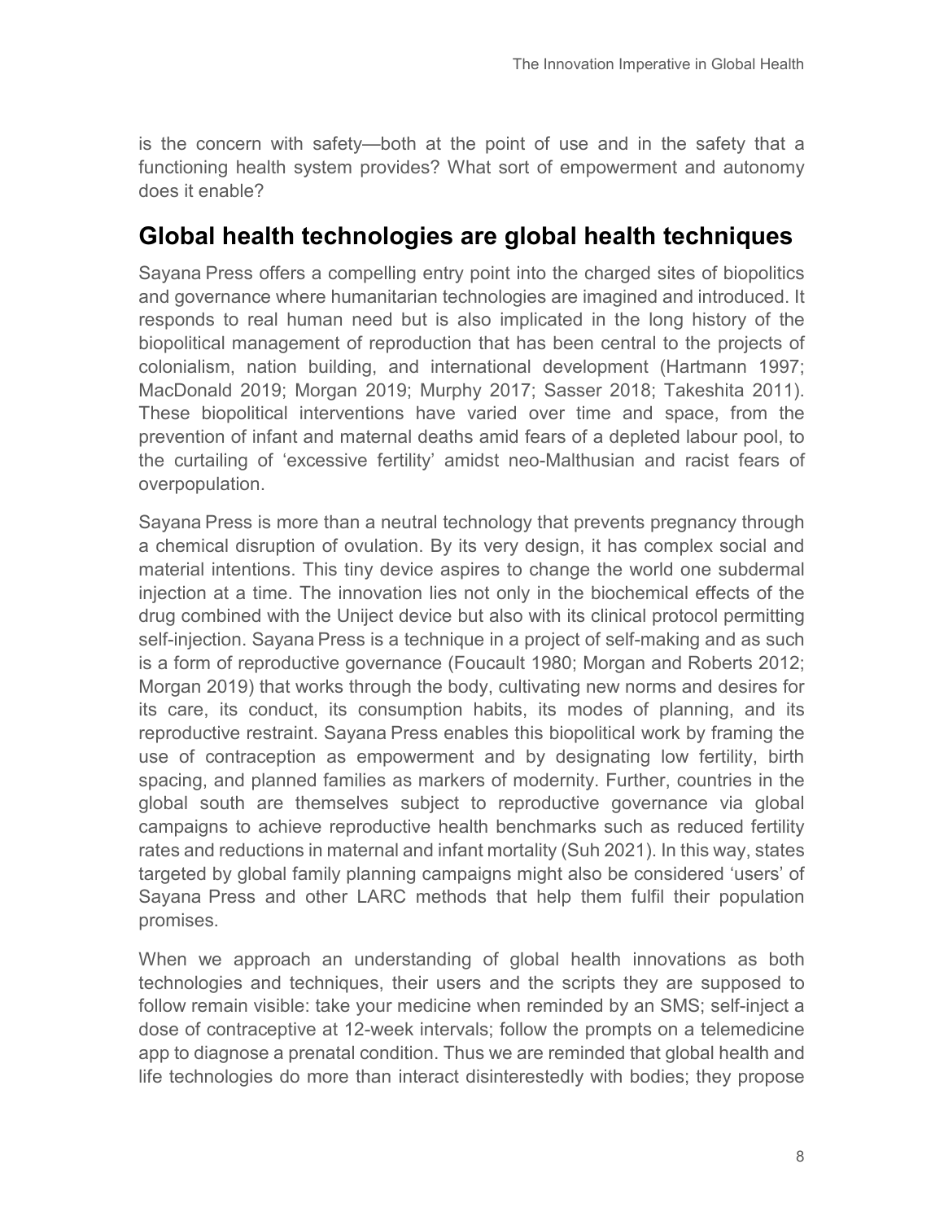is the concern with safety—both at the point of use and in the safety that a functioning health system provides? What sort of empowerment and autonomy does it enable?

## Global health technologies are global health techniques

Sayana Press offers a compelling entry point into the charged sites of biopolitics and governance where humanitarian technologies are imagined and introduced. It responds to real human need but is also implicated in the long history of the biopolitical management of reproduction that has been central to the projects of colonialism, nation building, and international development (Hartmann 1997; MacDonald 2019; Morgan 2019; Murphy 2017; Sasser 2018; Takeshita 2011). These biopolitical interventions have varied over time and space, from the prevention of infant and maternal deaths amid fears of a depleted labour pool, to the curtailing of 'excessive fertility' amidst neo-Malthusian and racist fears of overpopulation.

Sayana Press is more than a neutral technology that prevents pregnancy through a chemical disruption of ovulation. By its very design, it has complex social and material intentions. This tiny device aspires to change the world one subdermal injection at a time. The innovation lies not only in the biochemical effects of the drug combined with the Uniject device but also with its clinical protocol permitting self-injection. Sayana Press is a technique in a project of self-making and as such is a form of reproductive governance (Foucault 1980; Morgan and Roberts 2012; Morgan 2019) that works through the body, cultivating new norms and desires for its care, its conduct, its consumption habits, its modes of planning, and its reproductive restraint. Sayana Press enables this biopolitical work by framing the use of contraception as empowerment and by designating low fertility, birth spacing, and planned families as markers of modernity. Further, countries in the global south are themselves subject to reproductive governance via global campaigns to achieve reproductive health benchmarks such as reduced fertility rates and reductions in maternal and infant mortality (Suh 2021). In this way, states targeted by global family planning campaigns might also be considered 'users' of Sayana Press and other LARC methods that help them fulfil their population promises.

When we approach an understanding of global health innovations as both technologies and techniques, their users and the scripts they are supposed to follow remain visible: take your medicine when reminded by an SMS; self-inject a dose of contraceptive at 12-week intervals; follow the prompts on a telemedicine app to diagnose a prenatal condition. Thus we are reminded that global health and life technologies do more than interact disinterestedly with bodies; they propose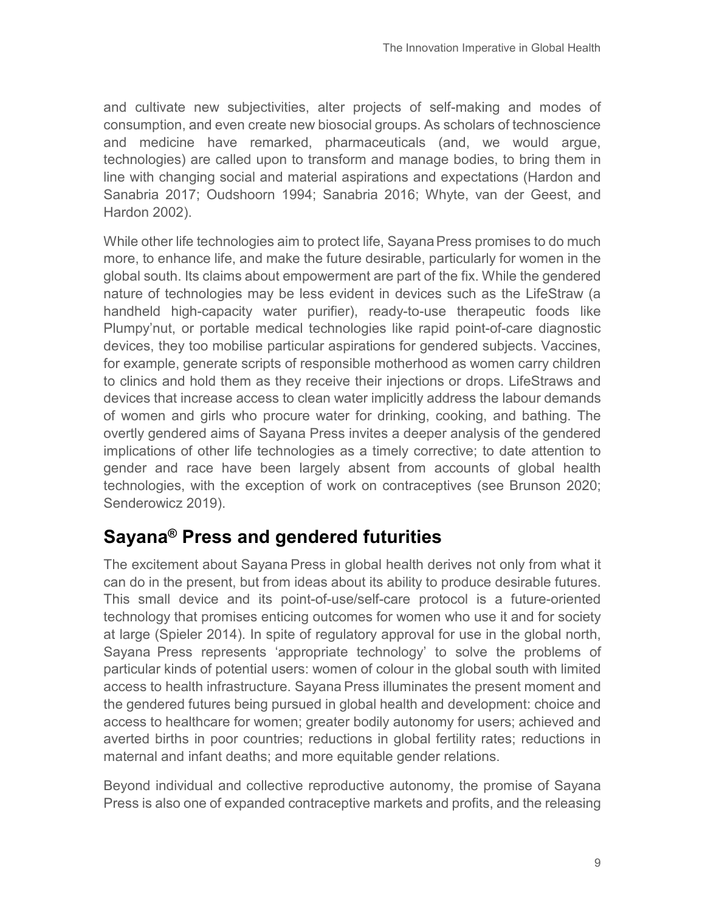and cultivate new subjectivities, alter projects of self-making and modes of consumption, and even create new biosocial groups. As scholars of technoscience and medicine have remarked, pharmaceuticals (and, we would argue, technologies) are called upon to transform and manage bodies, to bring them in line with changing social and material aspirations and expectations (Hardon and Sanabria 2017; Oudshoorn 1994; Sanabria 2016; Whyte, van der Geest, and Hardon 2002).

While other life technologies aim to protect life, Sayana Press promises to do much more, to enhance life, and make the future desirable, particularly for women in the global south. Its claims about empowerment are part of the fix. While the gendered nature of technologies may be less evident in devices such as the LifeStraw (a handheld high-capacity water purifier), ready-to-use therapeutic foods like Plumpy'nut, or portable medical technologies like rapid point-of-care diagnostic devices, they too mobilise particular aspirations for gendered subjects. Vaccines, for example, generate scripts of responsible motherhood as women carry children to clinics and hold them as they receive their injections or drops. LifeStraws and devices that increase access to clean water implicitly address the labour demands of women and girls who procure water for drinking, cooking, and bathing. The overtly gendered aims of Sayana Press invites a deeper analysis of the gendered implications of other life technologies as a timely corrective; to date attention to gender and race have been largely absent from accounts of global health technologies, with the exception of work on contraceptives (see Brunson 2020; Senderowicz 2019).

## Sayana® Press and gendered futurities

The excitement about Sayana Press in global health derives not only from what it can do in the present, but from ideas about its ability to produce desirable futures. This small device and its point-of-use/self-care protocol is a future-oriented technology that promises enticing outcomes for women who use it and for society at large (Spieler 2014). In spite of regulatory approval for use in the global north, Sayana Press represents 'appropriate technology' to solve the problems of particular kinds of potential users: women of colour in the global south with limited access to health infrastructure. Sayana Press illuminates the present moment and the gendered futures being pursued in global health and development: choice and access to healthcare for women; greater bodily autonomy for users; achieved and averted births in poor countries; reductions in global fertility rates; reductions in maternal and infant deaths; and more equitable gender relations.

Beyond individual and collective reproductive autonomy, the promise of Sayana Press is also one of expanded contraceptive markets and profits, and the releasing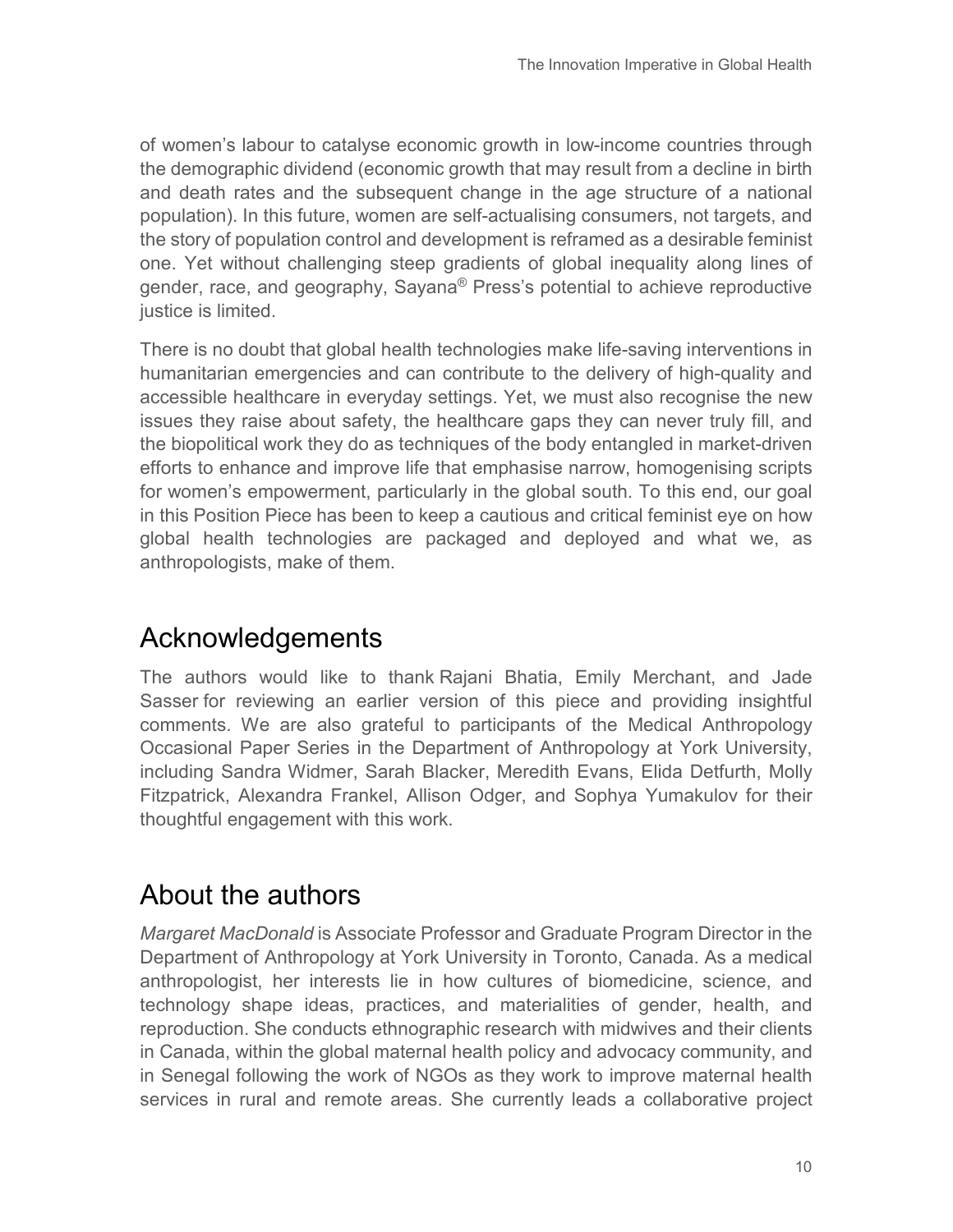of women's labour to catalyse economic growth in low-income countries through the demographic dividend (economic growth that may result from a decline in birth and death rates and the subsequent change in the age structure of a national population). In this future, women are self-actualising consumers, not targets, and the story of population control and development is reframed as a desirable feminist one. Yet without challenging steep gradients of global inequality along lines of gender, race, and geography, Sayana® Press's potential to achieve reproductive justice is limited.

There is no doubt that global health technologies make life-saving interventions in humanitarian emergencies and can contribute to the delivery of high-quality and accessible healthcare in everyday settings. Yet, we must also recognise the new issues they raise about safety, the healthcare gaps they can never truly fill, and the biopolitical work they do as techniques of the body entangled in market-driven efforts to enhance and improve life that emphasise narrow, homogenising scripts for women's empowerment, particularly in the global south. To this end, our goal in this Position Piece has been to keep a cautious and critical feminist eye on how global health technologies are packaged and deployed and what we, as anthropologists, make of them.

## Acknowledgements

The authors would like to thank Rajani Bhatia, Emily Merchant, and Jade Sasser for reviewing an earlier version of this piece and providing insightful comments. We are also grateful to participants of the Medical Anthropology Occasional Paper Series in the Department of Anthropology at York University, including Sandra Widmer, Sarah Blacker, Meredith Evans, Elida Detfurth, Molly Fitzpatrick, Alexandra Frankel, Allison Odger, and Sophya Yumakulov for their thoughtful engagement with this work.

## About the authors

*Margaret MacDonald* is Associate Professor and Graduate Program Director in the Department of Anthropology at York University in Toronto, Canada. As a medical anthropologist, her interests lie in how cultures of biomedicine, science, and technology shape ideas, practices, and materialities of gender, health, and reproduction. She conducts ethnographic research with midwives and their clients in Canada, within the global maternal health policy and advocacy community, and in Senegal following the work of NGOs as they work to improve maternal health services in rural and remote areas. She currently leads a collaborative project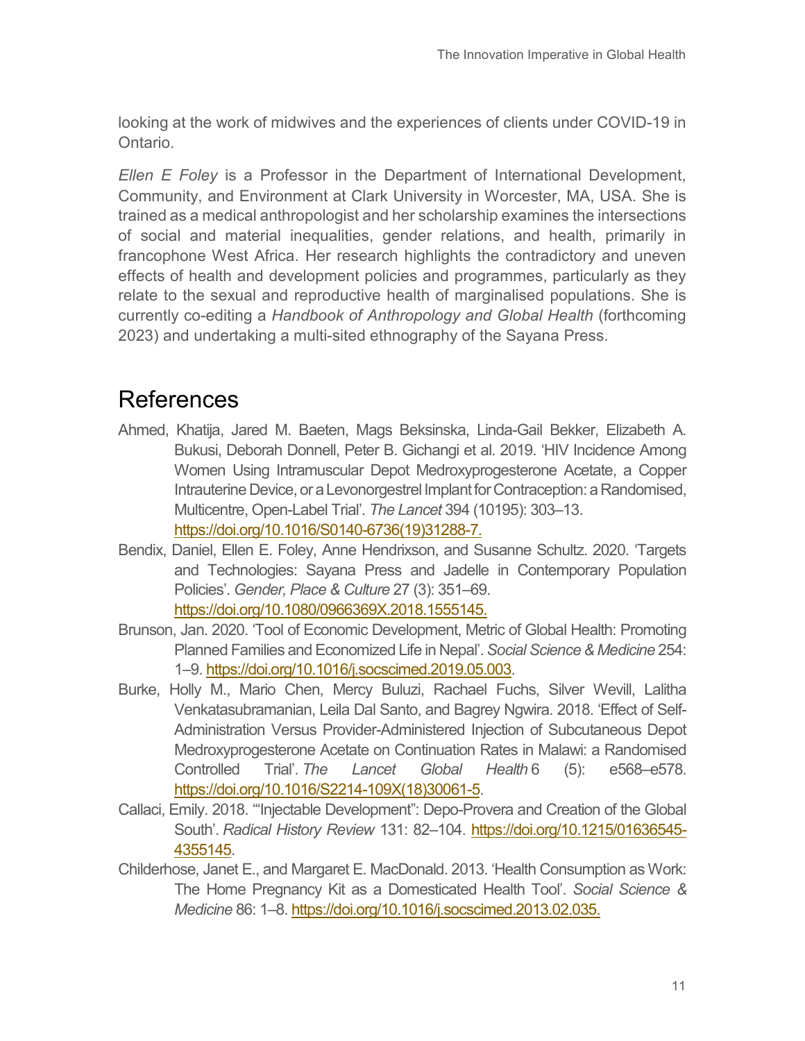looking at the work of midwives and the experiences of clients under COVID-19 in Ontario.

*Ellen E Foley* is a Professor in the Department of International Development, Community, and Environment at Clark University in Worcester, MA, USA. She is trained as a medical anthropologist and her scholarship examines the intersections of social and material inequalities, gender relations, and health, primarily in francophone West Africa. Her research highlights the contradictory and uneven effects of health and development policies and programmes, particularly as they relate to the sexual and reproductive health of marginalised populations. She is currently co-editing a *Handbook of Anthropology and Global Health* (forthcoming 2023) and undertaking a multi-sited ethnography of the Sayana Press.

# References

Ahmed, Khatija, Jared M. Baeten, Mags Beksinska, Linda-Gail Bekker, Elizabeth A. Bukusi, Deborah Donnell, Peter B. Gichangi et al. 2019. 'HIV Incidence Among Women Using Intramuscular Depot Medroxyprogesterone Acetate, a Copper Intrauterine Device, or a Levonorgestrel Implant for Contraception: a Randomised, Multicentre, Open-Label Trial'. *The Lancet* 394 (10195): 303–13. https://doi.org/10.1016/S0140-6736(19)31288-7.

Bendix, Daniel, Ellen E. Foley, Anne Hendrixson, and Susanne Schultz. 2020. 'Targets and Technologies: Sayana Press and Jadelle in Contemporary Population Policies'. *Gender, Place & Culture* 27 (3): 351–69. https://doi.org/10.1080/0966369X.2018.1555145.

Brunson, Jan. 2020. 'Tool of Economic Development, Metric of Global Health: Promoting Planned Families and Economized Life in Nepal'. *Social Science & Medicine* 254: 1–9. https://doi.org/10.1016/j.socscimed.2019.05.003.

Burke, Holly M., Mario Chen, Mercy Buluzi, Rachael Fuchs, Silver Wevill, Lalitha Venkatasubramanian, Leila Dal Santo, and Bagrey Ngwira. 2018. 'Effect of Self-Administration Versus Provider-Administered Injection of Subcutaneous Depot Medroxyprogesterone Acetate on Continuation Rates in Malawi: a Randomised Controlled Trial'. *The Lancet Global Health* 6 (5): e568–e578. https://doi.org/10.1016/S2214-109X(18)30061-5.

Callaci, Emily. 2018. '"Injectable Development": Depo-Provera and Creation of the Global South'. *Radical History Review* 131: 82–104. https://doi.org/10.1215/01636545-4355145.

Childerhose, Janet E., and Margaret E. MacDonald. 2013. 'Health Consumption as Work: The Home Pregnancy Kit as a Domesticated Health Tool'. *Social Science & Medicine* 86: 1–8. https://doi.org/10.1016/j.socscimed.2013.02.035.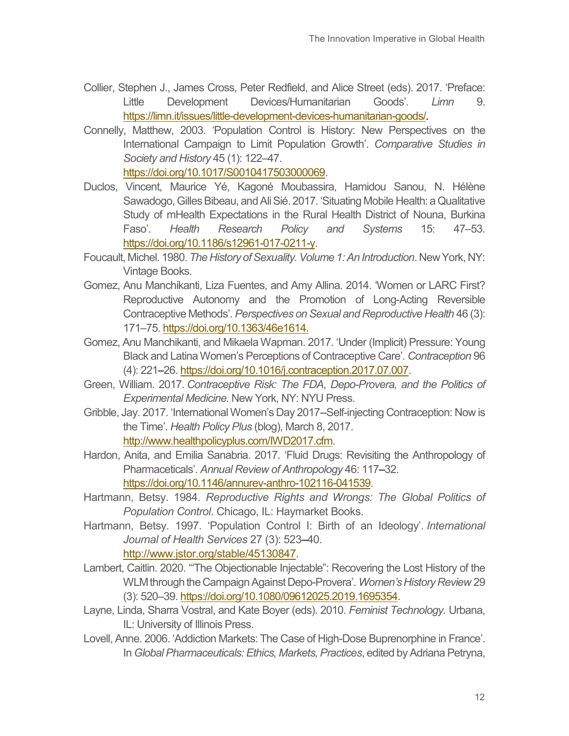Collier, Stephen J., James Cross, Peter Redfield, and Alice Street (eds). 2017. 'Preface: Little Development Devices/Humanitarian Goods'. *Limn* 9. https://limn.it/issues/little-development-devices-humanitarian-goods/.

Connelly, Matthew, 2003. 'Population Control is History: New Perspectives on the International Campaign to Limit Population Growth'. *Comparative Studies in Society and History* 45 (1): 122–47. https://doi.org/10.1017/S0010417503000069.

Duclos, Vincent, Maurice Yé, Kagoné Moubassira, Hamidou Sanou, N. Hélène Sawadogo, Gilles Bibeau, and Ali Sié. 2017. 'Situating Mobile Health: a Qualitative Study of mHealth Expectations in the Rural Health District of Nouna, Burkina Faso'. *Health Research Policy and Systems* 15: 47–53. https://doi.org/10.1186/s12961-017-0211-y.

Foucault, Michel. 1980. *The History of Sexuality. Volume 1: An Introduction*. New York, NY: Vintage Books.

Gomez, Anu Manchikanti, Liza Fuentes, and Amy Allina. 2014. 'Women or LARC First? Reproductive Autonomy and the Promotion of Long-Acting Reversible Contraceptive Methods'. *Perspectives on Sexual and Reproductive Health* 46 (3): 171–75. https://doi.org/10.1363/46e1614.

Gomez, Anu Manchikanti, and Mikaela Wapman. 2017. 'Under (Implicit) Pressure: Young Black and Latina Women's Perceptions of Contraceptive Care'. *Contraception* 96 (4): 221–26. https://doi.org/10.1016/j.contraception.2017.07.007.

Green, William. 2017. *Contraceptive Risk: The FDA, Depo-Provera, and the Politics of Experimental Medicine.* New York, NY: NYU Press.

Gribble, Jay. 2017. 'International Women's Day 2017--Self-injecting Contraception: Now is the Time'. *Health Policy Plus* (blog), March 8, 2017. http://www.healthpolicyplus.com/IWD2017.cfm.

Hardon, Anita, and Emilia Sanabria. 2017. 'Fluid Drugs: Revisiting the Anthropology of Pharmaceticals'. *Annual Review of Anthropology* 46: 117–32. https://doi.org/10.1146/annurev-anthro-102116-041539.

Hartmann, Betsy. 1984. *Reproductive Rights and Wrongs: The Global Politics of Population Control*. Chicago, IL: Haymarket Books.

Hartmann, Betsy. 1997. 'Population Control I: Birth of an Ideology'. *International Journal of Health Services* 27 (3): 523–40. http://www.jstor.org/stable/45130847.

Lambert, Caitlin. 2020. '"The Objectionable Injectable": Recovering the Lost History of the WLM through the Campaign Against Depo-Provera'. *Women's History Review* 29 (3): 520–39. https://doi.org/10.1080/09612025.2019.1695354.

Layne, Linda, Sharra Vostral, and Kate Boyer (eds). 2010. *Feminist Technology.* Urbana, IL: University of Illinois Press.

Lovell, Anne. 2006. 'Addiction Markets: The Case of High-Dose Buprenorphine in France'. In *Global Pharmaceuticals: Ethics, Markets, Practices*, edited by Adriana Petryna,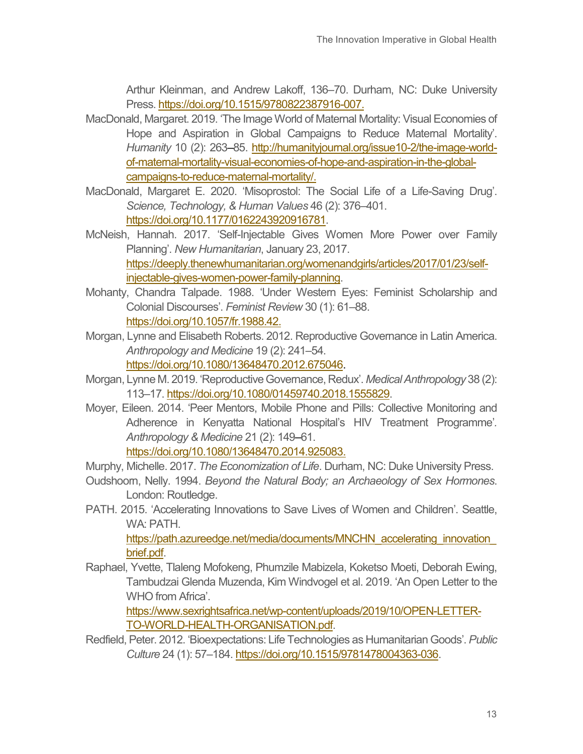Arthur Kleinman, and Andrew Lakoff, 136–70. Durham, NC: Duke University Press. https://doi.org/10.1515/9780822387916-007.

MacDonald, Margaret. 2019. 'The Image World of Maternal Mortality: Visual Economies of Hope and Aspiration in Global Campaigns to Reduce Maternal Mortality'. *Humanity* 10 (2): 263–85. http://humanityjournal.org/issue10-2/the-image-world-of-maternal-mortality-visual-economies-of-hope-and-aspiration-in-the-global-campaigns-to-reduce-maternal-mortality/.

MacDonald, Margaret E. 2020. 'Misoprostol: The Social Life of a Life-Saving Drug'. *Science, Technology, & Human Values* 46 (2): 376–401. https://doi.org/10.1177/0162243920916781.

McNeish, Hannah. 2017. 'Self-Injectable Gives Women More Power over Family Planning'. *New Humanitarian*, January 23, 2017. https://deeply.thenewhumanitarian.org/womenandgirls/articles/2017/01/23/self-injectable-gives-women-power-family-planning.

Mohanty, Chandra Talpade. 1988. 'Under Western Eyes: Feminist Scholarship and Colonial Discourses'. *Feminist Review* 30 (1): 61–88. https://doi.org/10.1057/fr.1988.42.

Morgan, Lynne and Elisabeth Roberts. 2012. Reproductive Governance in Latin America. *Anthropology and Medicine* 19 (2): 241–54. https://doi.org/10.1080/13648470.2012.675046.

Morgan, Lynne M. 2019. 'Reproductive Governance, Redux'. *Medical Anthropology* 38 (2): 113–17. https://doi.org/10.1080/01459740.2018.1555829.

Moyer, Eileen. 2014. 'Peer Mentors, Mobile Phone and Pills: Collective Monitoring and Adherence in Kenyatta National Hospital's HIV Treatment Programme'. *Anthropology & Medicine* 21 (2): 149–61. https://doi.org/10.1080/13648470.2014.925083.

Murphy, Michelle. 2017. *The Economization of Life*. Durham, NC: Duke University Press.

Oudshoorn, Nelly. 1994. *Beyond the Natural Body; an Archaeology of Sex Hormones*. London: Routledge.

PATH. 2015. 'Accelerating Innovations to Save Lives of Women and Children'. Seattle, WA: PATH. https://path.azureedge.net/media/documents/MNCHN_accelerating_innovation_brief.pdf.

Raphael, Yvette, Tlaleng Mofokeng, Phumzile Mabizela, Koketso Moeti, Deborah Ewing, Tambudzai Glenda Muzenda, Kim Windvogel et al. 2019. 'An Open Letter to the WHO from Africa'. https://www.sexrightsafrica.net/wp-content/uploads/2019/10/OPEN-LETTER-TO-WORLD-HEALTH-ORGANISATION.pdf.

Redfield, Peter. 2012. 'Bioexpectations: Life Technologies as Humanitarian Goods'. *Public Culture* 24 (1): 57–184. https://doi.org/10.1515/9781478004363-036.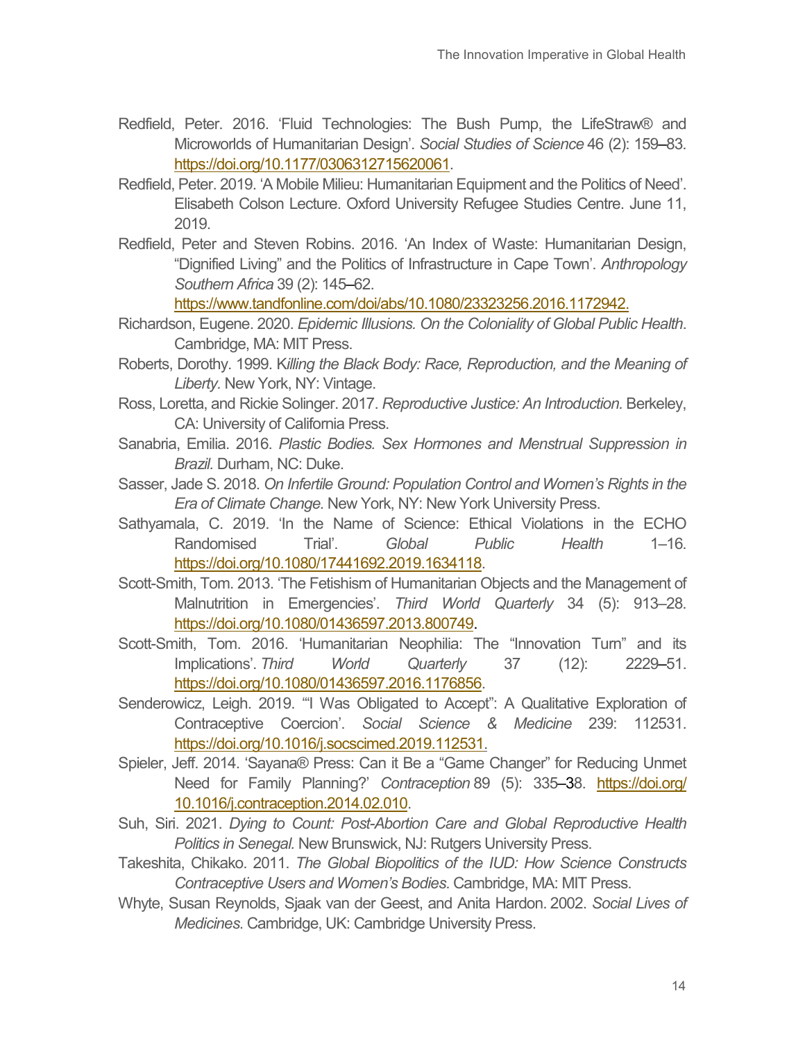Redfield, Peter. 2016. 'Fluid Technologies: The Bush Pump, the LifeStraw® and Microworlds of Humanitarian Design'. *Social Studies of Science* 46 (2): 159–83. https://doi.org/10.1177/0306312715620061.

Redfield, Peter. 2019. 'A Mobile Milieu: Humanitarian Equipment and the Politics of Need'. Elisabeth Colson Lecture. Oxford University Refugee Studies Centre. June 11, 2019.

Redfield, Peter and Steven Robins. 2016. 'An Index of Waste: Humanitarian Design, "Dignified Living" and the Politics of Infrastructure in Cape Town'. *Anthropology Southern Africa* 39 (2): 145–62. https://www.tandfonline.com/doi/abs/10.1080/23323256.2016.1172942.

Richardson, Eugene. 2020. *Epidemic Illusions. On the Coloniality of Global Public Health*. Cambridge, MA: MIT Press.

Roberts, Dorothy. 1999. K*illing the Black Body: Race, Reproduction, and the Meaning of Liberty.* New York, NY: Vintage.

Ross, Loretta, and Rickie Solinger. 2017. *Reproductive Justice: An Introduction.* Berkeley, CA: University of California Press.

Sanabria, Emilia. 2016. *Plastic Bodies. Sex Hormones and Menstrual Suppression in Brazil.* Durham, NC: Duke.

Sasser, Jade S. 2018. *On Infertile Ground: Population Control and Women's Rights in the Era of Climate Change.* New York, NY: New York University Press.

Sathyamala, C. 2019. 'In the Name of Science: Ethical Violations in the ECHO Randomised Trial'. *Global Public Health* 1–16. https://doi.org/10.1080/17441692.2019.1634118.

Scott-Smith, Tom. 2013. 'The Fetishism of Humanitarian Objects and the Management of Malnutrition in Emergencies'. *Third World Quarterly* 34 (5): 913–28. https://doi.org/10.1080/01436597.2013.800749.

Scott-Smith, Tom. 2016. 'Humanitarian Neophilia: The "Innovation Turn" and its Implications'. *Third World Quarterly* 37 (12): 2229–51. https://doi.org/10.1080/01436597.2016.1176856.

Senderowicz, Leigh. 2019. '"I Was Obligated to Accept": A Qualitative Exploration of Contraceptive Coercion'. *Social Science & Medicine* 239: 112531. https://doi.org/10.1016/j.socscimed.2019.112531.

Spieler, Jeff. 2014. 'Sayana® Press: Can it Be a "Game Changer" for Reducing Unmet Need for Family Planning?' *Contraception* 89 (5): 335–38. https://doi.org/10.1016/j.contraception.2014.02.010.

Suh, Siri. 2021. *Dying to Count: Post-Abortion Care and Global Reproductive Health Politics in Senegal.* New Brunswick, NJ: Rutgers University Press.

Takeshita, Chikako. 2011. *The Global Biopolitics of the IUD: How Science Constructs Contraceptive Users and Women's Bodies*. Cambridge, MA: MIT Press.

Whyte, Susan Reynolds, Sjaak van der Geest, and Anita Hardon. 2002. *Social Lives of Medicines*. Cambridge, UK: Cambridge University Press.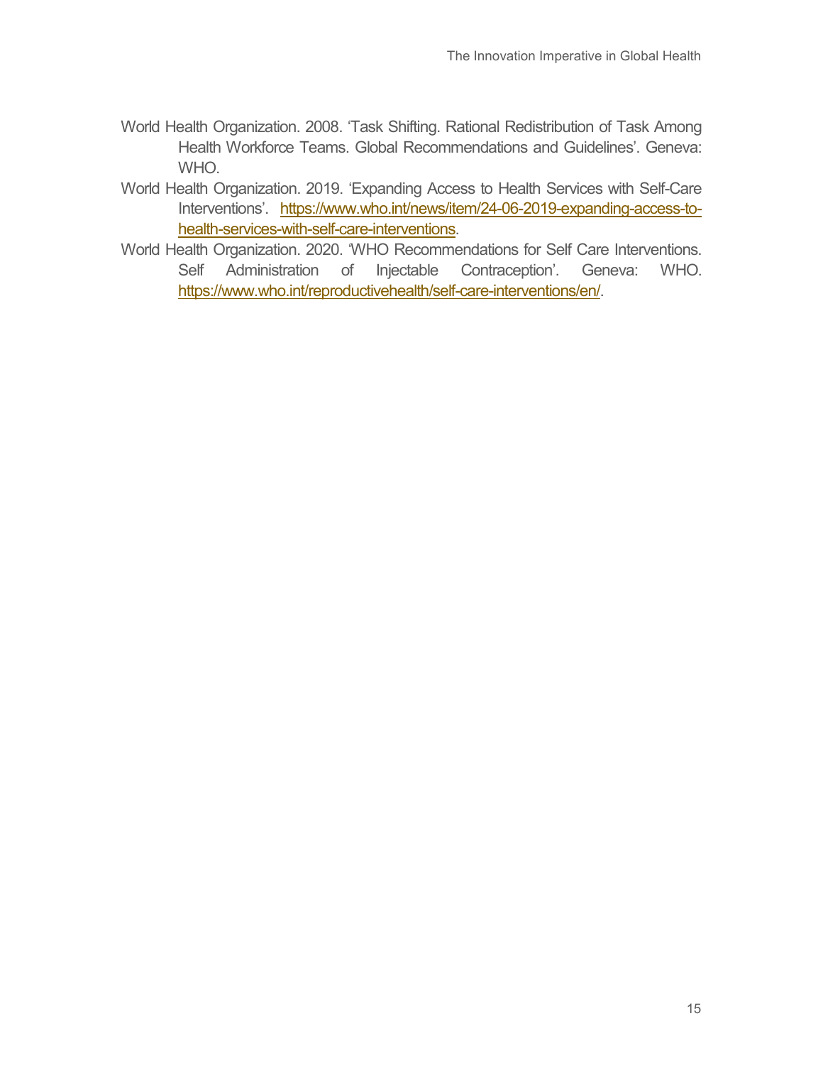World Health Organization. 2008. 'Task Shifting. Rational Redistribution of Task Among Health Workforce Teams. Global Recommendations and Guidelines'. Geneva: WHO.

World Health Organization. 2019. 'Expanding Access to Health Services with Self-Care Interventions'. https://www.who.int/news/item/24-06-2019-expanding-access-to-health-services-with-self-care-interventions.

World Health Organization. 2020. 'WHO Recommendations for Self Care Interventions. Self Administration of Injectable Contraception'. Geneva: WHO. https://www.who.int/reproductivehealth/self-care-interventions/en/.